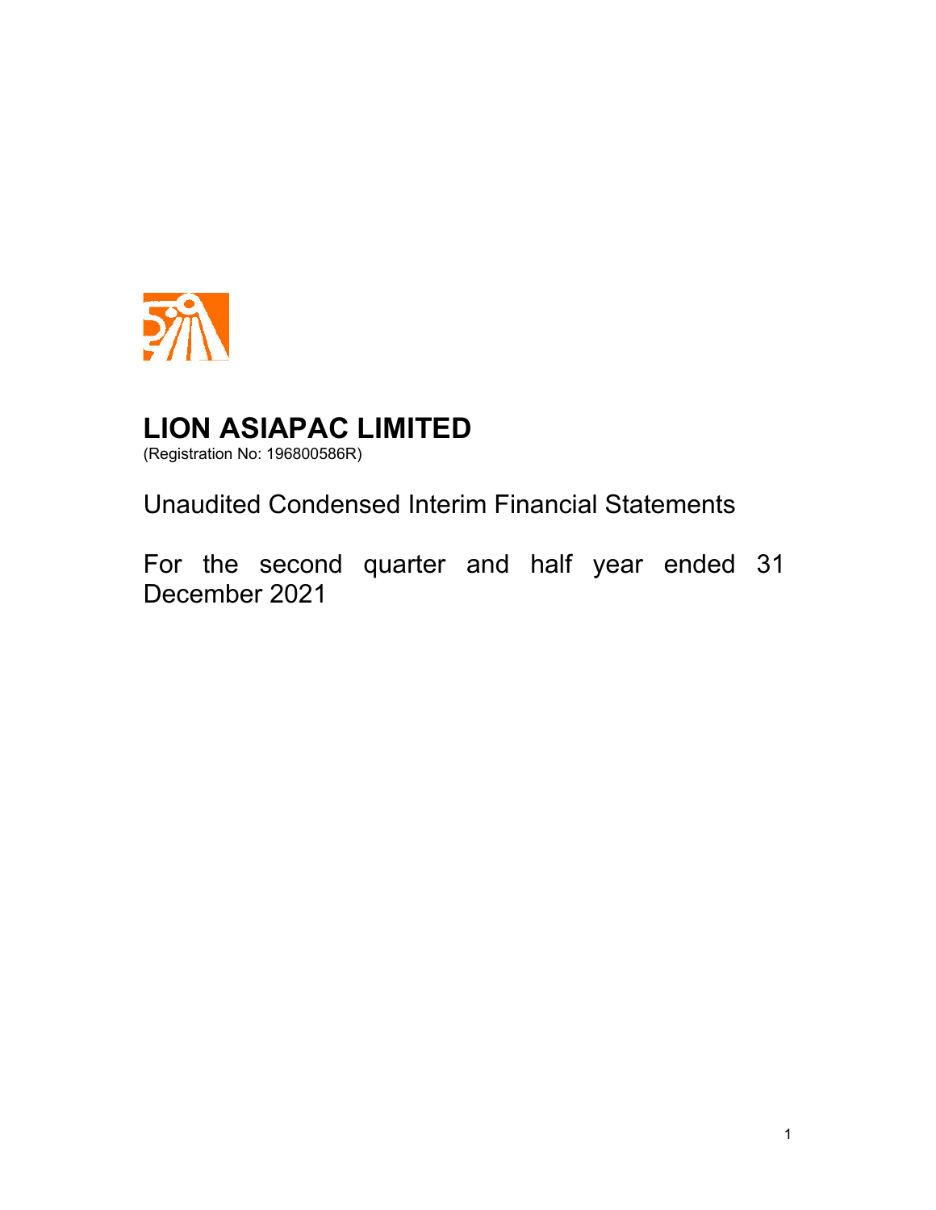# LION ASIAPAC LIMITED

(Registration No: 196800586R)

Unaudited Condensed Interim Financial Statements

For the second quarter and half year ended 31 December 2021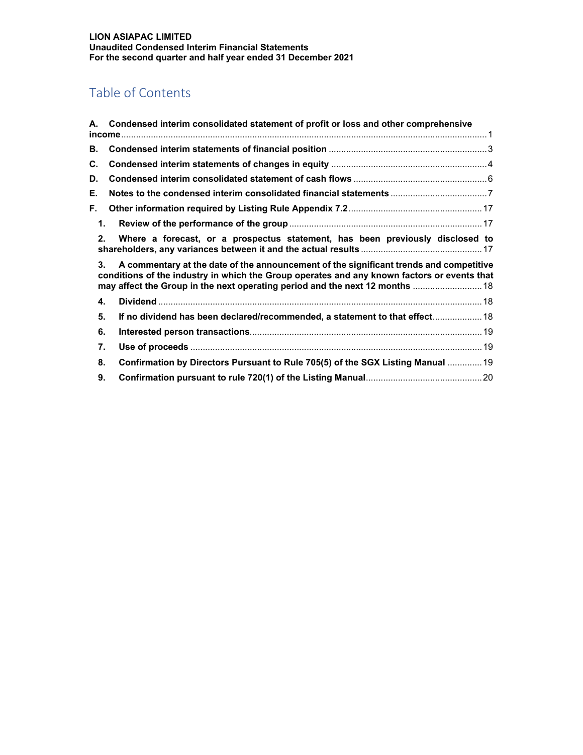**LION ASIAPAC LIMITED**
**Unaudited Condensed Interim Financial Statements**
**For the second quarter and half year ended 31 December 2021**

# Table of Contents

**A. Condensed interim consolidated statement of profit or loss and other comprehensive income** .......... 1

**B. Condensed interim statements of financial position** .......... 3

**C. Condensed interim statements of changes in equity** .......... 4

**D. Condensed interim consolidated statement of cash flows** .......... 6

**E. Notes to the condensed interim consolidated financial statements** .......... 7

**F. Other information required by Listing Rule Appendix 7.2** .......... 17

- **1. Review of the performance of the group** .......... 17
- **2. Where a forecast, or a prospectus statement, has been previously disclosed to shareholders, any variances between it and the actual results** .......... 17
- **3. A commentary at the date of the announcement of the significant trends and competitive conditions of the industry in which the Group operates and any known factors or events that may affect the Group in the next operating period and the next 12 months** .......... 18
- **4. Dividend** .......... 18
- **5. If no dividend has been declared/recommended, a statement to that effect** .......... 18
- **6. Interested person transactions** .......... 19
- **7. Use of proceeds** .......... 19
- **8. Confirmation by Directors Pursuant to Rule 705(5) of the SGX Listing Manual** .......... 19
- **9. Confirmation pursuant to rule 720(1) of the Listing Manual** .......... 20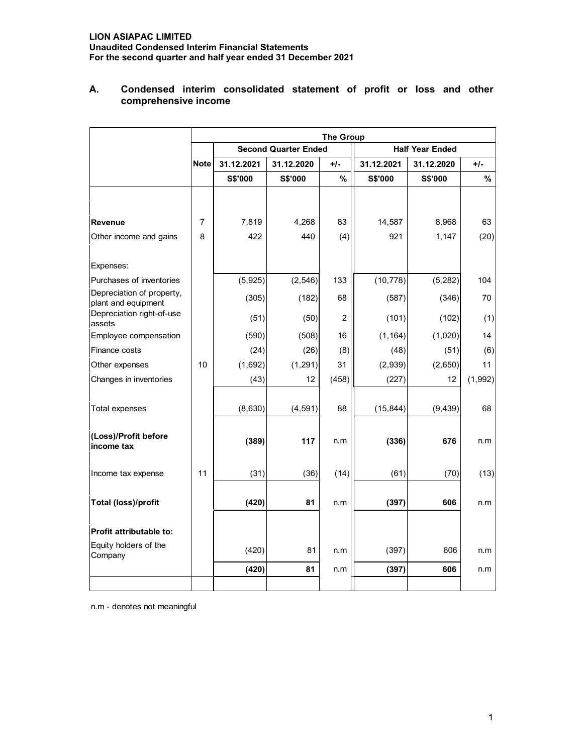**LION ASIAPAC LIMITED**
**Unaudited Condensed Interim Financial Statements**
**For the second quarter and half year ended 31 December 2021**

## A. Condensed interim consolidated statement of profit or loss and other comprehensive income

| | | The Group | | | | | |
|---|---|---|---|---|---|---|---|
| | | Second Quarter Ended | | | Half Year Ended | | |
| | Note | 31.12.2021 | 31.12.2020 | +/- | 31.12.2021 | 31.12.2020 | +/- |
| | | S$'000 | S$'000 | % | S$'000 | S$'000 | % |
| **Revenue** | 7 | 7,819 | 4,268 | 83 | 14,587 | 8,968 | 63 |
| Other income and gains | 8 | 422 | 440 | (4) | 921 | 1,147 | (20) |
| Expenses: | | | | | | | |
| Purchases of inventories | | (5,925) | (2,546) | 133 | (10,778) | (5,282) | 104 |
| Depreciation of property, plant and equipment | | (305) | (182) | 68 | (587) | (346) | 70 |
| Depreciation right-of-use assets | | (51) | (50) | 2 | (101) | (102) | (1) |
| Employee compensation | | (590) | (508) | 16 | (1,164) | (1,020) | 14 |
| Finance costs | | (24) | (26) | (8) | (48) | (51) | (6) |
| Other expenses | 10 | (1,692) | (1,291) | 31 | (2,939) | (2,650) | 11 |
| Changes in inventories | | (43) | 12 | (458) | (227) | 12 | (1,992) |
| Total expenses | | (8,630) | (4,591) | 88 | (15,844) | (9,439) | 68 |
| **(Loss)/Profit before income tax** | | **(389)** | **117** | n.m | **(336)** | **676** | n.m |
| Income tax expense | 11 | (31) | (36) | (14) | (61) | (70) | (13) |
| **Total (loss)/profit** | | **(420)** | **81** | n.m | **(397)** | **606** | n.m |
| **Profit attributable to:** | | | | | | | |
| Equity holders of the Company | | (420) | 81 | n.m | (397) | 606 | n.m |
| | | **(420)** | **81** | n.m | **(397)** | **606** | n.m |

n.m - denotes not meaningful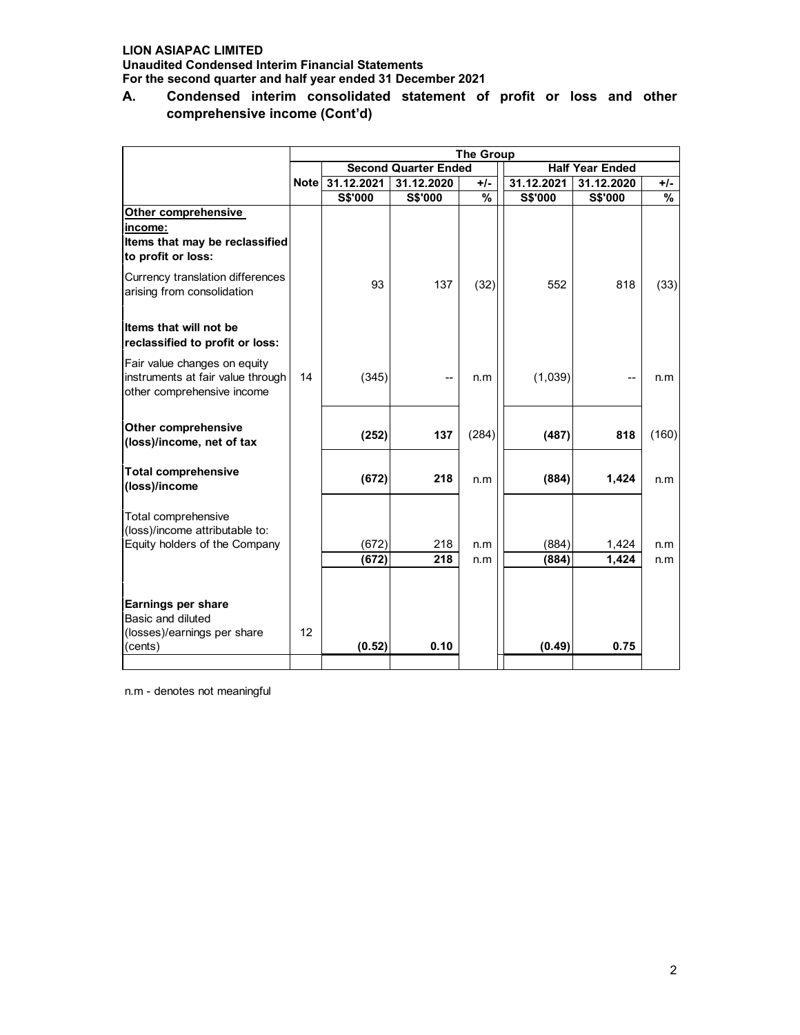**LION ASIAPAC LIMITED**
**Unaudited Condensed Interim Financial Statements**
**For the second quarter and half year ended 31 December 2021**

## A. Condensed interim consolidated statement of profit or loss and other comprehensive income (Cont'd)

| | | The Group | | | | | |
|---|---|---|---|---|---|---|---|
| | | Second Quarter Ended | | | Half Year Ended | | |
| | Note | 31.12.2021 | 31.12.2020 | +/- | 31.12.2021 | 31.12.2020 | +/- |
| | | S$'000 | S$'000 | % | S$'000 | S$'000 | % |
| **Other comprehensive income:** | | | | | | | |
| **Items that may be reclassified to profit or loss:** | | | | | | | |
| Currency translation differences arising from consolidation | | 93 | 137 | (32) | 552 | 818 | (33) |
| **Items that will not be reclassified to profit or loss:** | | | | | | | |
| Fair value changes on equity instruments at fair value through other comprehensive income | 14 | (345) | -- | n.m | (1,039) | -- | n.m |
| **Other comprehensive (loss)/income, net of tax** | | **(252)** | **137** | (284) | **(487)** | **818** | (160) |
| **Total comprehensive (loss)/income** | | **(672)** | **218** | n.m | **(884)** | **1,424** | n.m |
| Total comprehensive (loss)/income attributable to: | | | | | | | |
| Equity holders of the Company | | (672) | 218 | n.m | (884) | 1,424 | n.m |
| | | **(672)** | **218** | n.m | **(884)** | **1,424** | n.m |
| **Earnings per share** | | | | | | | |
| Basic and diluted (losses)/earnings per share (cents) | 12 | **(0.52)** | **0.10** | | **(0.49)** | **0.75** | |

n.m - denotes not meaningful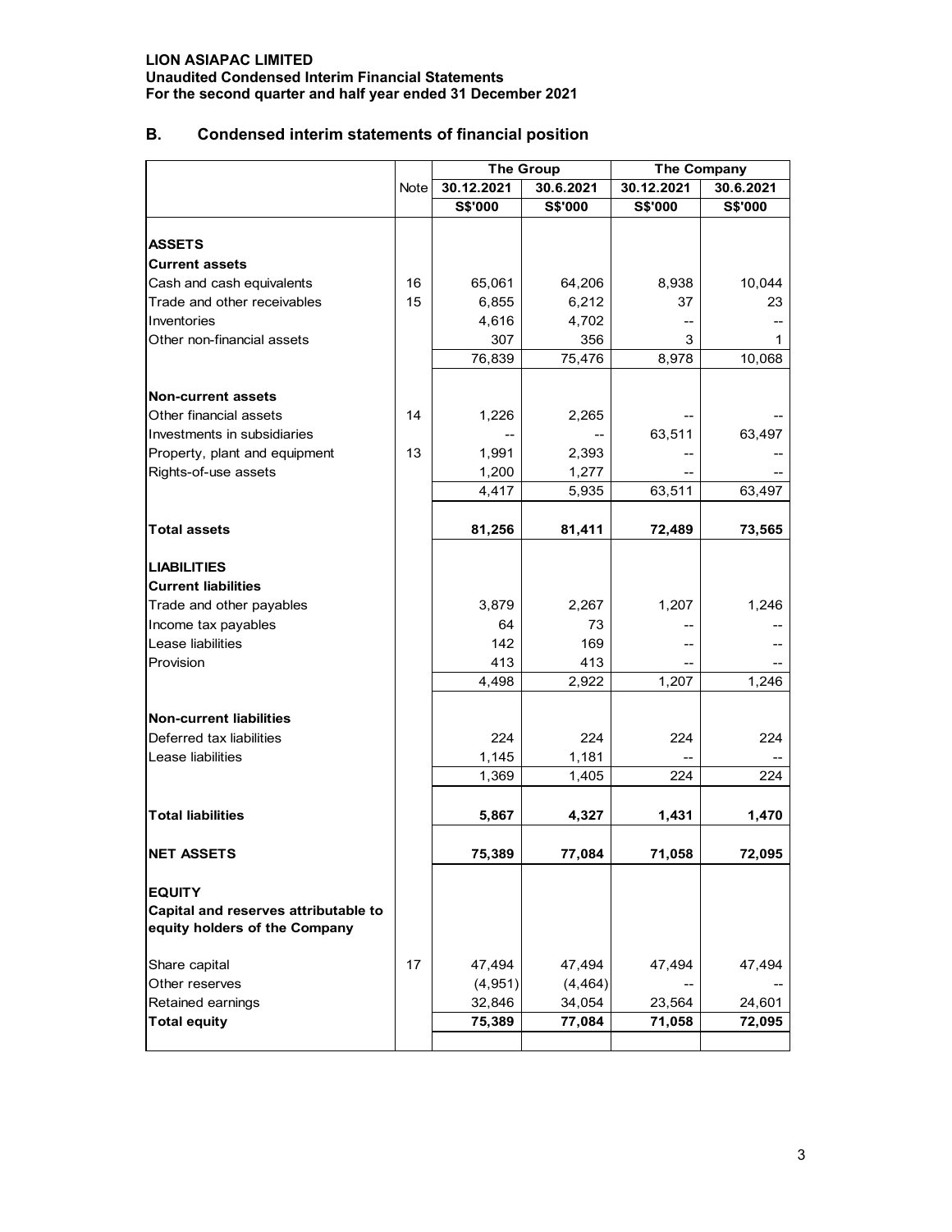**LION ASIAPAC LIMITED**
**Unaudited Condensed Interim Financial Statements**
**For the second quarter and half year ended 31 December 2021**

## B. Condensed interim statements of financial position

| | Note | The Group | | The Company | |
|---|---|---|---|---|---|
| | | 30.12.2021 | 30.6.2021 | 30.12.2021 | 30.6.2021 |
| | | S$'000 | S$'000 | S$'000 | S$'000 |
| **ASSETS** | | | | | |
| **Current assets** | | | | | |
| Cash and cash equivalents | 16 | 65,061 | 64,206 | 8,938 | 10,044 |
| Trade and other receivables | 15 | 6,855 | 6,212 | 37 | 23 |
| Inventories | | 4,616 | 4,702 | -- | -- |
| Other non-financial assets | | 307 | 356 | 3 | 1 |
| | | 76,839 | 75,476 | 8,978 | 10,068 |
| **Non-current assets** | | | | | |
| Other financial assets | 14 | 1,226 | 2,265 | -- | -- |
| Investments in subsidiaries | | -- | -- | 63,511 | 63,497 |
| Property, plant and equipment | 13 | 1,991 | 2,393 | -- | -- |
| Rights-of-use assets | | 1,200 | 1,277 | -- | -- |
| | | 4,417 | 5,935 | 63,511 | 63,497 |
| **Total assets** | | **81,256** | **81,411** | **72,489** | **73,565** |
| **LIABILITIES** | | | | | |
| **Current liabilities** | | | | | |
| Trade and other payables | | 3,879 | 2,267 | 1,207 | 1,246 |
| Income tax payables | | 64 | 73 | -- | -- |
| Lease liabilities | | 142 | 169 | -- | -- |
| Provision | | 413 | 413 | -- | -- |
| | | 4,498 | 2,922 | 1,207 | 1,246 |
| **Non-current liabilities** | | | | | |
| Deferred tax liabilities | | 224 | 224 | 224 | 224 |
| Lease liabilities | | 1,145 | 1,181 | -- | -- |
| | | 1,369 | 1,405 | 224 | 224 |
| **Total liabilities** | | **5,867** | **4,327** | **1,431** | **1,470** |
| **NET ASSETS** | | **75,389** | **77,084** | **71,058** | **72,095** |
| **EQUITY** | | | | | |
| **Capital and reserves attributable to equity holders of the Company** | | | | | |
| Share capital | 17 | 47,494 | 47,494 | 47,494 | 47,494 |
| Other reserves | | (4,951) | (4,464) | -- | -- |
| Retained earnings | | 32,846 | 34,054 | 23,564 | 24,601 |
| **Total equity** | | **75,389** | **77,084** | **71,058** | **72,095** |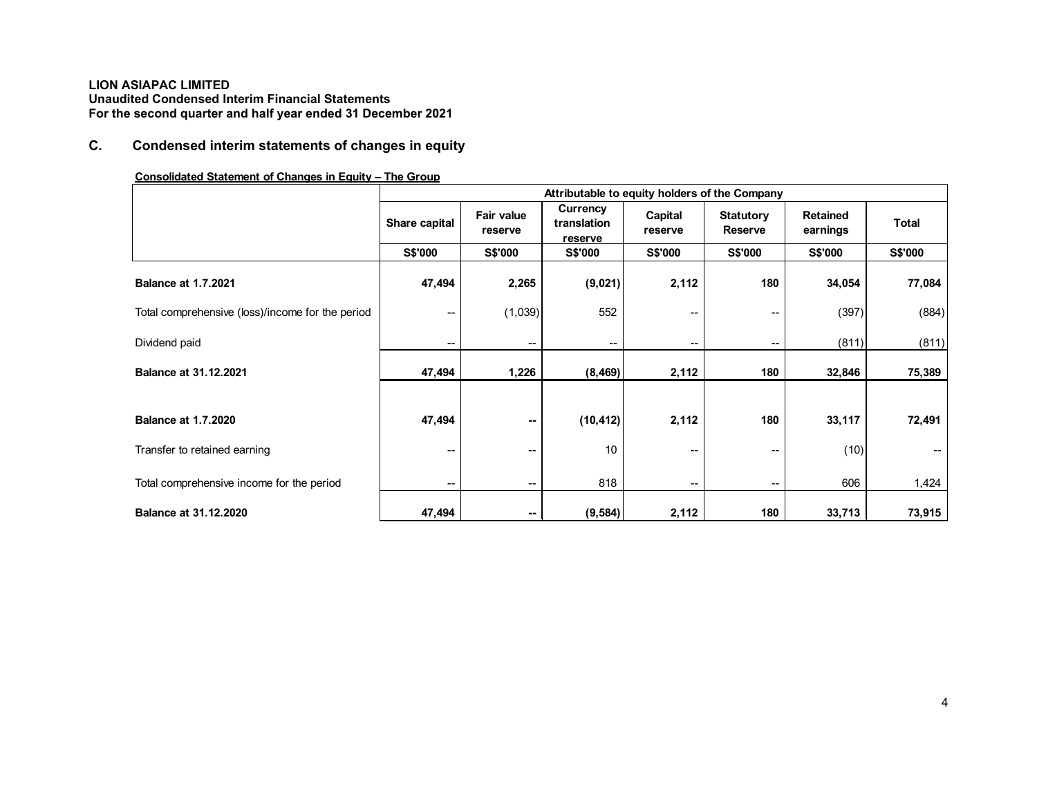**LION ASIAPAC LIMITED**
**Unaudited Condensed Interim Financial Statements**
**For the second quarter and half year ended 31 December 2021**

## C. Condensed interim statements of changes in equity

**Consolidated Statement of Changes in Equity – The Group**

| | Attributable to equity holders of the Company | | | | | | |
|---|---|---|---|---|---|---|---|
| | Share capital | Fair value reserve | Currency translation reserve | Capital reserve | Statutory Reserve | Retained earnings | Total |
| | S$'000 | S$'000 | S$'000 | S$'000 | S$'000 | S$'000 | S$'000 |
| **Balance at 1.7.2021** | **47,494** | **2,265** | **(9,021)** | **2,112** | **180** | **34,054** | **77,084** |
| Total comprehensive (loss)/income for the period | -- | (1,039) | 552 | -- | -- | (397) | (884) |
| Dividend paid | -- | -- | -- | -- | -- | (811) | (811) |
| **Balance at 31.12.2021** | **47,494** | **1,226** | **(8,469)** | **2,112** | **180** | **32,846** | **75,389** |
| | | | | | | | |
| **Balance at 1.7.2020** | **47,494** | **--** | **(10,412)** | **2,112** | **180** | **33,117** | **72,491** |
| Transfer to retained earning | -- | -- | 10 | -- | -- | (10) | -- |
| Total comprehensive income for the period | -- | -- | 818 | -- | -- | 606 | 1,424 |
| **Balance at 31.12.2020** | **47,494** | **--** | **(9,584)** | **2,112** | **180** | **33,713** | **73,915** |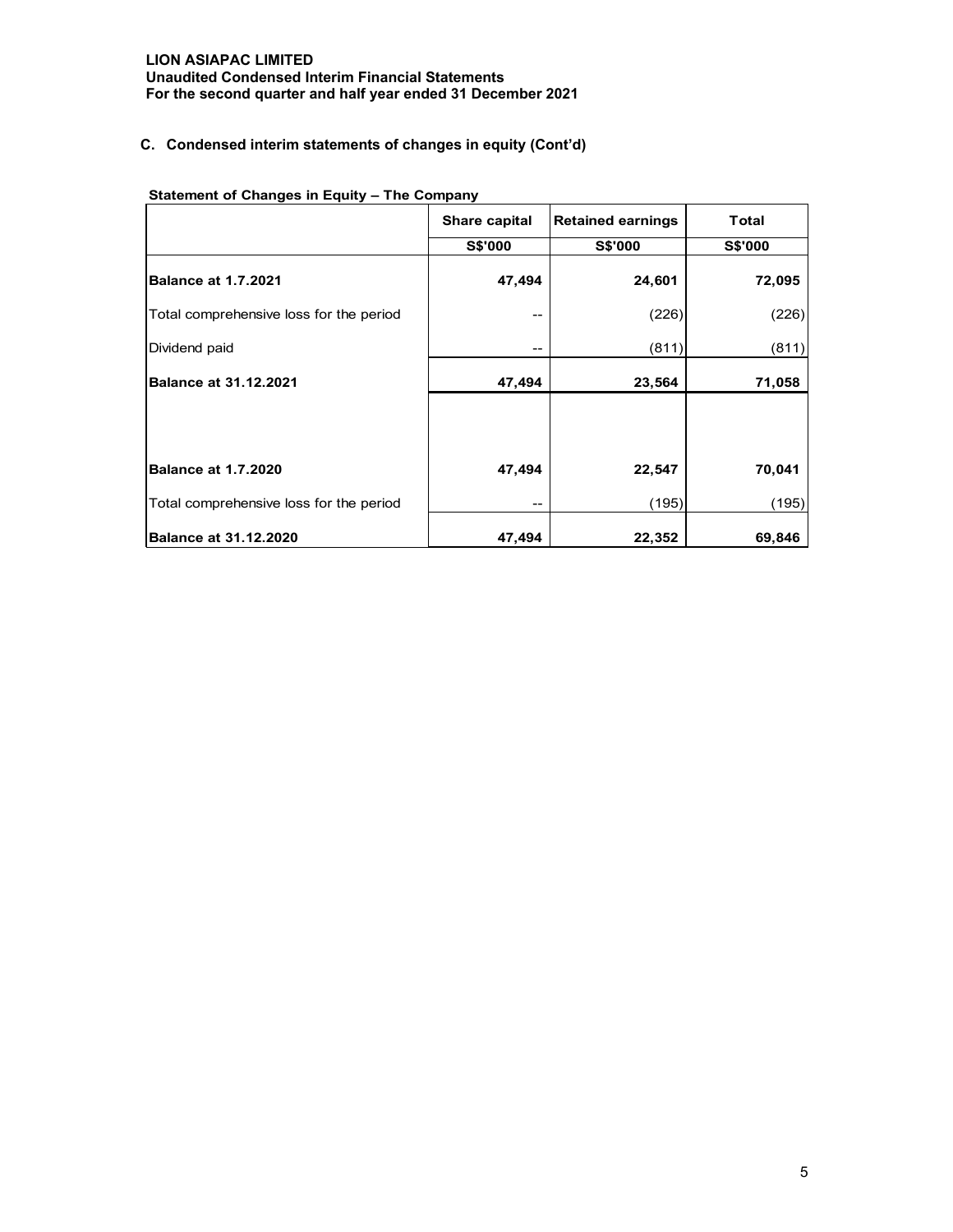## C. Condensed interim statements of changes in equity (Cont'd)

**Statement of Changes in Equity – The Company**

| | Share capital | Retained earnings | Total |
|---|---|---|---|
| | S$'000 | S$'000 | S$'000 |
| **Balance at 1.7.2021** | **47,494** | **24,601** | **72,095** |
| Total comprehensive loss for the period | -- | (226) | (226) |
| Dividend paid | -- | (811) | (811) |
| **Balance at 31.12.2021** | **47,494** | **23,564** | **71,058** |
| | | | |
| **Balance at 1.7.2020** | **47,494** | **22,547** | **70,041** |
| Total comprehensive loss for the period | -- | (195) | (195) |
| **Balance at 31.12.2020** | **47,494** | **22,352** | **69,846** |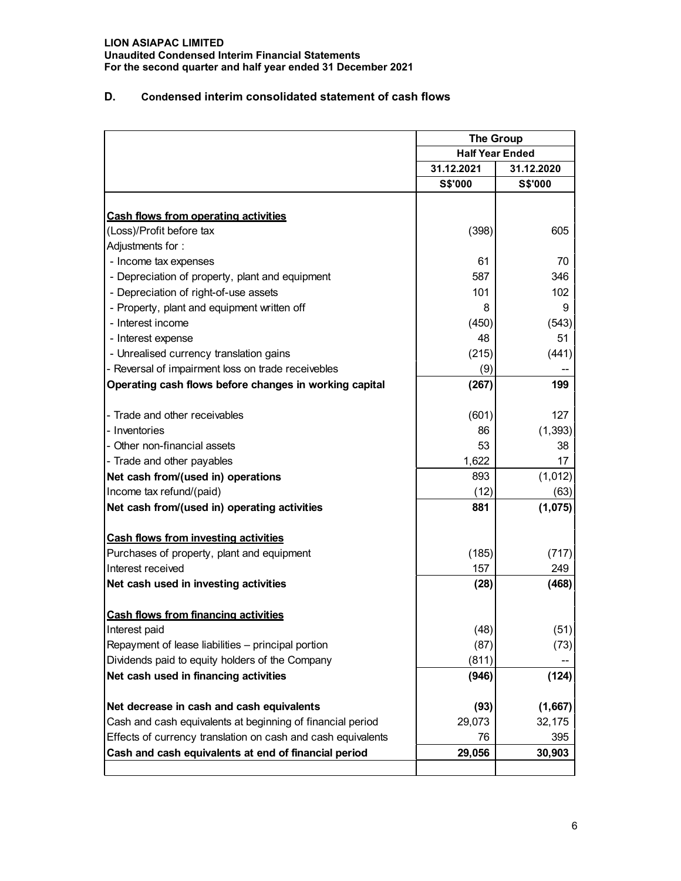LION ASIAPAC LIMITED
Unaudited Condensed Interim Financial Statements
For the second quarter and half year ended 31 December 2021

## D. Condensed interim consolidated statement of cash flows

| | The Group | |
|---|---|---|
| | Half Year Ended | |
| | 31.12.2021 | 31.12.2020 |
| | S$'000 | S$'000 |
| **Cash flows from operating activities** | | |
| (Loss)/Profit before tax | (398) | 605 |
| Adjustments for : | | |
| - Income tax expenses | 61 | 70 |
| - Depreciation of property, plant and equipment | 587 | 346 |
| - Depreciation of right-of-use assets | 101 | 102 |
| - Property, plant and equipment written off | 8 | 9 |
| - Interest income | (450) | (543) |
| - Interest expense | 48 | 51 |
| - Unrealised currency translation gains | (215) | (441) |
| - Reversal of impairment loss on trade receivebles | (9) | -- |
| **Operating cash flows before changes in working capital** | **(267)** | **199** |
| - Trade and other receivables | (601) | 127 |
| - Inventories | 86 | (1,393) |
| - Other non-financial assets | 53 | 38 |
| - Trade and other payables | 1,622 | 17 |
| **Net cash from/(used in) operations** | 893 | (1,012) |
| Income tax refund/(paid) | (12) | (63) |
| **Net cash from/(used in) operating activities** | **881** | **(1,075)** |
| **Cash flows from investing activities** | | |
| Purchases of property, plant and equipment | (185) | (717) |
| Interest received | 157 | 249 |
| **Net cash used in investing activities** | **(28)** | **(468)** |
| **Cash flows from financing activities** | | |
| Interest paid | (48) | (51) |
| Repayment of lease liabilities – principal portion | (87) | (73) |
| Dividends paid to equity holders of the Company | (811) | -- |
| **Net cash used in financing activities** | **(946)** | **(124)** |
| **Net decrease in cash and cash equivalents** | **(93)** | **(1,667)** |
| Cash and cash equivalents at beginning of financial period | 29,073 | 32,175 |
| Effects of currency translation on cash and cash equivalents | 76 | 395 |
| **Cash and cash equivalents at end of financial period** | **29,056** | **30,903** |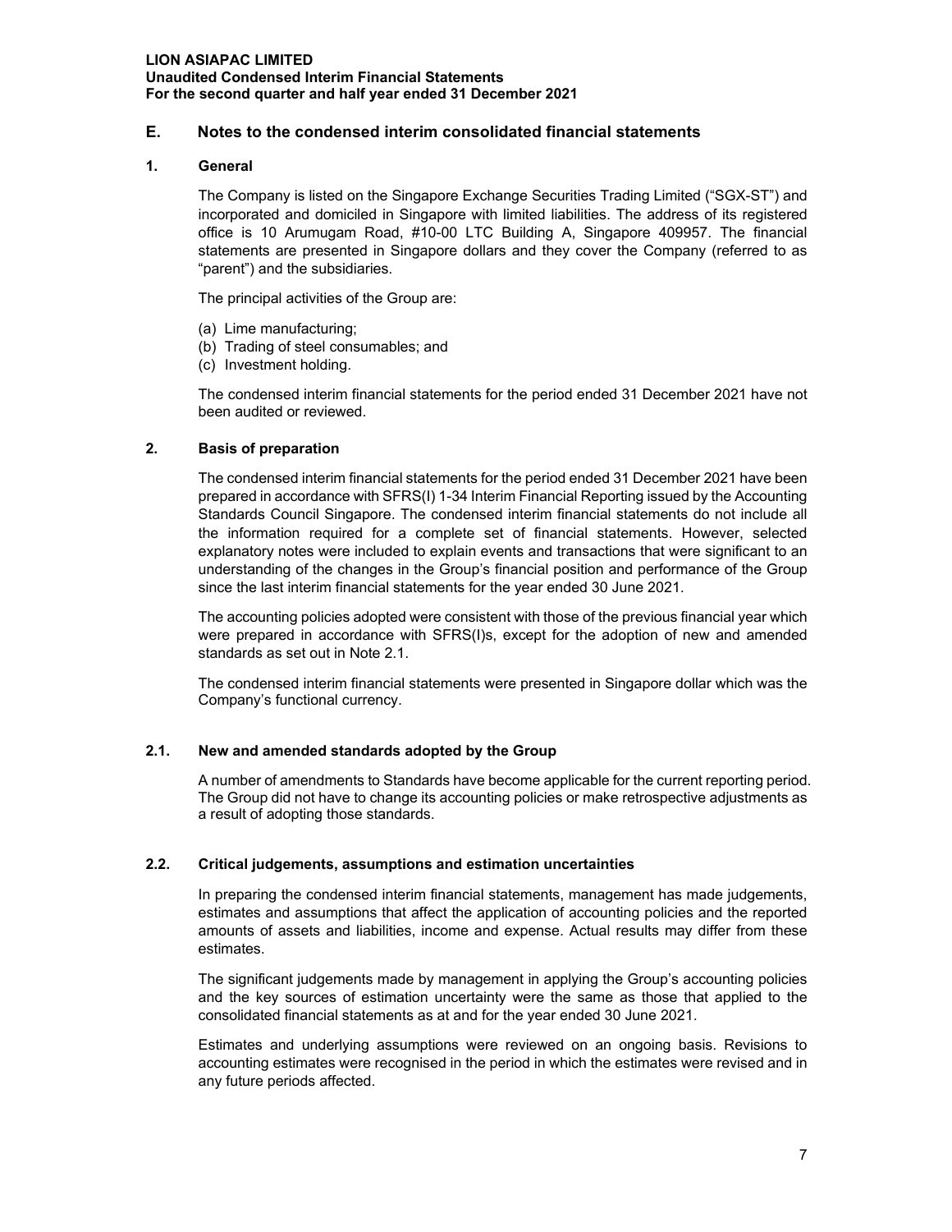## E. Notes to the condensed interim consolidated financial statements

### 1. General

The Company is listed on the Singapore Exchange Securities Trading Limited ("SGX-ST") and incorporated and domiciled in Singapore with limited liabilities. The address of its registered office is 10 Arumugam Road, #10-00 LTC Building A, Singapore 409957. The financial statements are presented in Singapore dollars and they cover the Company (referred to as "parent") and the subsidiaries.

The principal activities of the Group are:

(a) Lime manufacturing;
(b) Trading of steel consumables; and
(c) Investment holding.

The condensed interim financial statements for the period ended 31 December 2021 have not been audited or reviewed.

### 2. Basis of preparation

The condensed interim financial statements for the period ended 31 December 2021 have been prepared in accordance with SFRS(I) 1-34 Interim Financial Reporting issued by the Accounting Standards Council Singapore. The condensed interim financial statements do not include all the information required for a complete set of financial statements. However, selected explanatory notes were included to explain events and transactions that were significant to an understanding of the changes in the Group's financial position and performance of the Group since the last interim financial statements for the year ended 30 June 2021.

The accounting policies adopted were consistent with those of the previous financial year which were prepared in accordance with SFRS(I)s, except for the adoption of new and amended standards as set out in Note 2.1.

The condensed interim financial statements were presented in Singapore dollar which was the Company's functional currency.

### 2.1. New and amended standards adopted by the Group

A number of amendments to Standards have become applicable for the current reporting period. The Group did not have to change its accounting policies or make retrospective adjustments as a result of adopting those standards.

### 2.2. Critical judgements, assumptions and estimation uncertainties

In preparing the condensed interim financial statements, management has made judgements, estimates and assumptions that affect the application of accounting policies and the reported amounts of assets and liabilities, income and expense. Actual results may differ from these estimates.

The significant judgements made by management in applying the Group's accounting policies and the key sources of estimation uncertainty were the same as those that applied to the consolidated financial statements as at and for the year ended 30 June 2021.

Estimates and underlying assumptions were reviewed on an ongoing basis. Revisions to accounting estimates were recognised in the period in which the estimates were revised and in any future periods affected.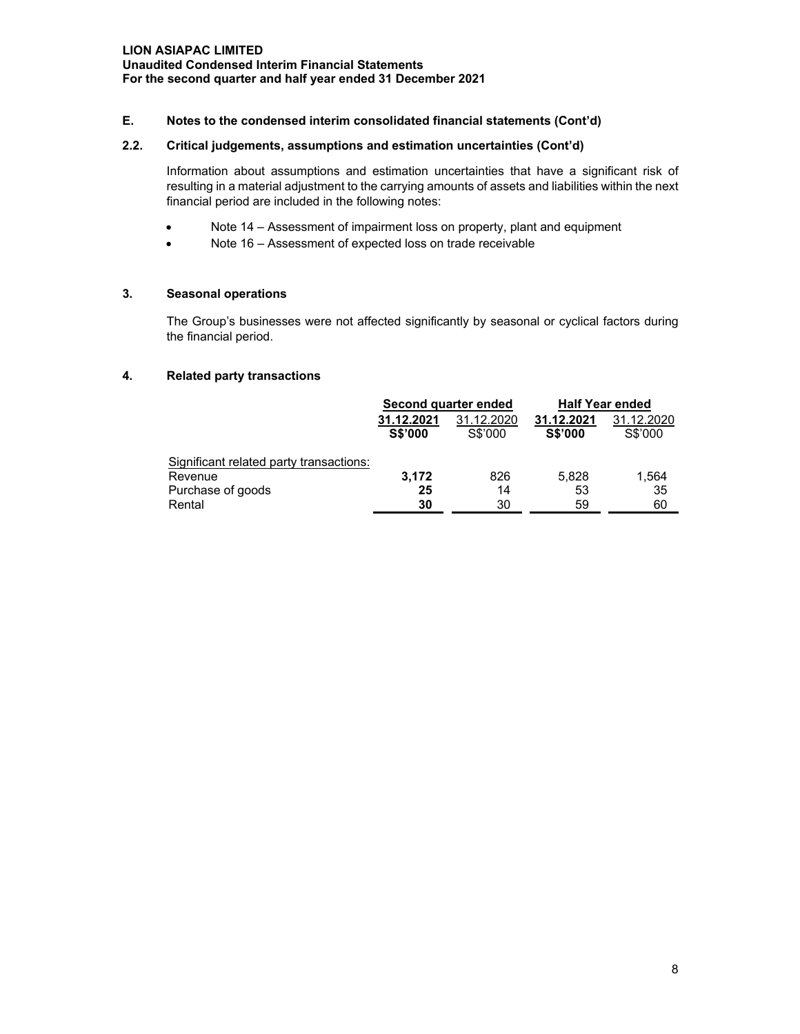**LION ASIAPAC LIMITED**
**Unaudited Condensed Interim Financial Statements**
**For the second quarter and half year ended 31 December 2021**

## E. Notes to the condensed interim consolidated financial statements (Cont'd)

### 2.2. Critical judgements, assumptions and estimation uncertainties (Cont'd)

Information about assumptions and estimation uncertainties that have a significant risk of resulting in a material adjustment to the carrying amounts of assets and liabilities within the next financial period are included in the following notes:

- Note 14 – Assessment of impairment loss on property, plant and equipment
- Note 16 – Assessment of expected loss on trade receivable

### 3. Seasonal operations

The Group's businesses were not affected significantly by seasonal or cyclical factors during the financial period.

### 4. Related party transactions

| | Second quarter ended | | Half Year ended | |
|---|---|---|---|---|
| | **31.12.2021** | 31.12.2020 | **31.12.2021** | 31.12.2020 |
| | **S$'000** | S$'000 | **S$'000** | S$'000 |
| Significant related party transactions: | | | | |
| Revenue | **3,172** | 826 | 5,828 | 1,564 |
| Purchase of goods | **25** | 14 | 53 | 35 |
| Rental | **30** | 30 | 59 | 60 |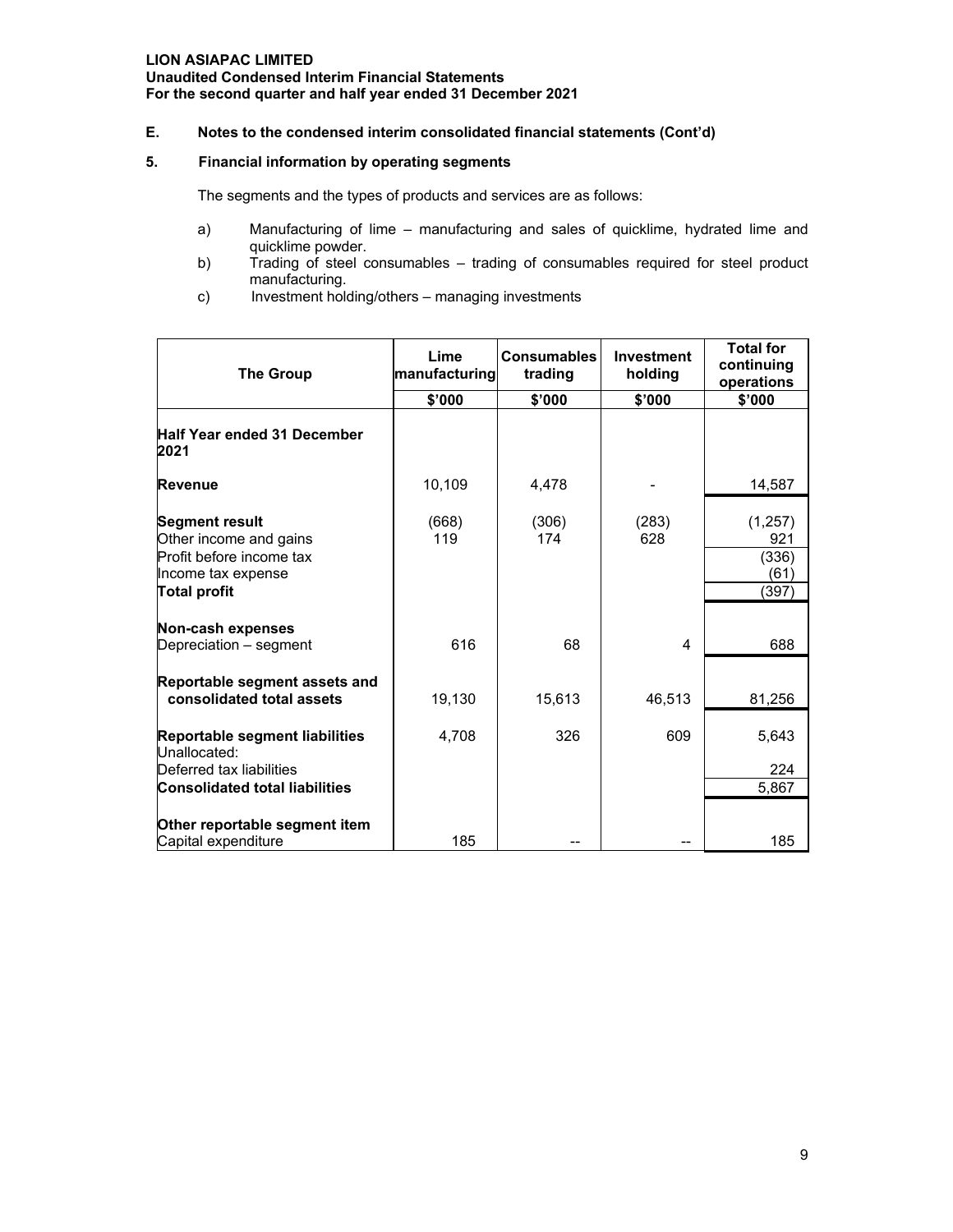## E. Notes to the condensed interim consolidated financial statements (Cont'd)

### 5. Financial information by operating segments

The segments and the types of products and services are as follows:

a) Manufacturing of lime – manufacturing and sales of quicklime, hydrated lime and quicklime powder.
b) Trading of steel consumables – trading of consumables required for steel product manufacturing.
c) Investment holding/others – managing investments

| The Group | Lime manufacturing | Consumables trading | Investment holding | Total for continuing operations |
|---|---|---|---|---|
| | $'000 | $'000 | $'000 | $'000 |
| **Half Year ended 31 December 2021** | | | | |
| **Revenue** | 10,109 | 4,478 | - | 14,587 |
| **Segment result** | (668) | (306) | (283) | (1,257) |
| Other income and gains | 119 | 174 | 628 | 921 |
| Profit before income tax | | | | (336) |
| Income tax expense | | | | (61) |
| **Total profit** | | | | (397) |
| **Non-cash expenses** | | | | |
| Depreciation – segment | 616 | 68 | 4 | 688 |
| **Reportable segment assets and consolidated total assets** | 19,130 | 15,613 | 46,513 | 81,256 |
| **Reportable segment liabilities** | 4,708 | 326 | 609 | 5,643 |
| Unallocated: | | | | |
| Deferred tax liabilities | | | | 224 |
| **Consolidated total liabilities** | | | | 5,867 |
| **Other reportable segment item** | | | | |
| Capital expenditure | 185 | -- | -- | 185 |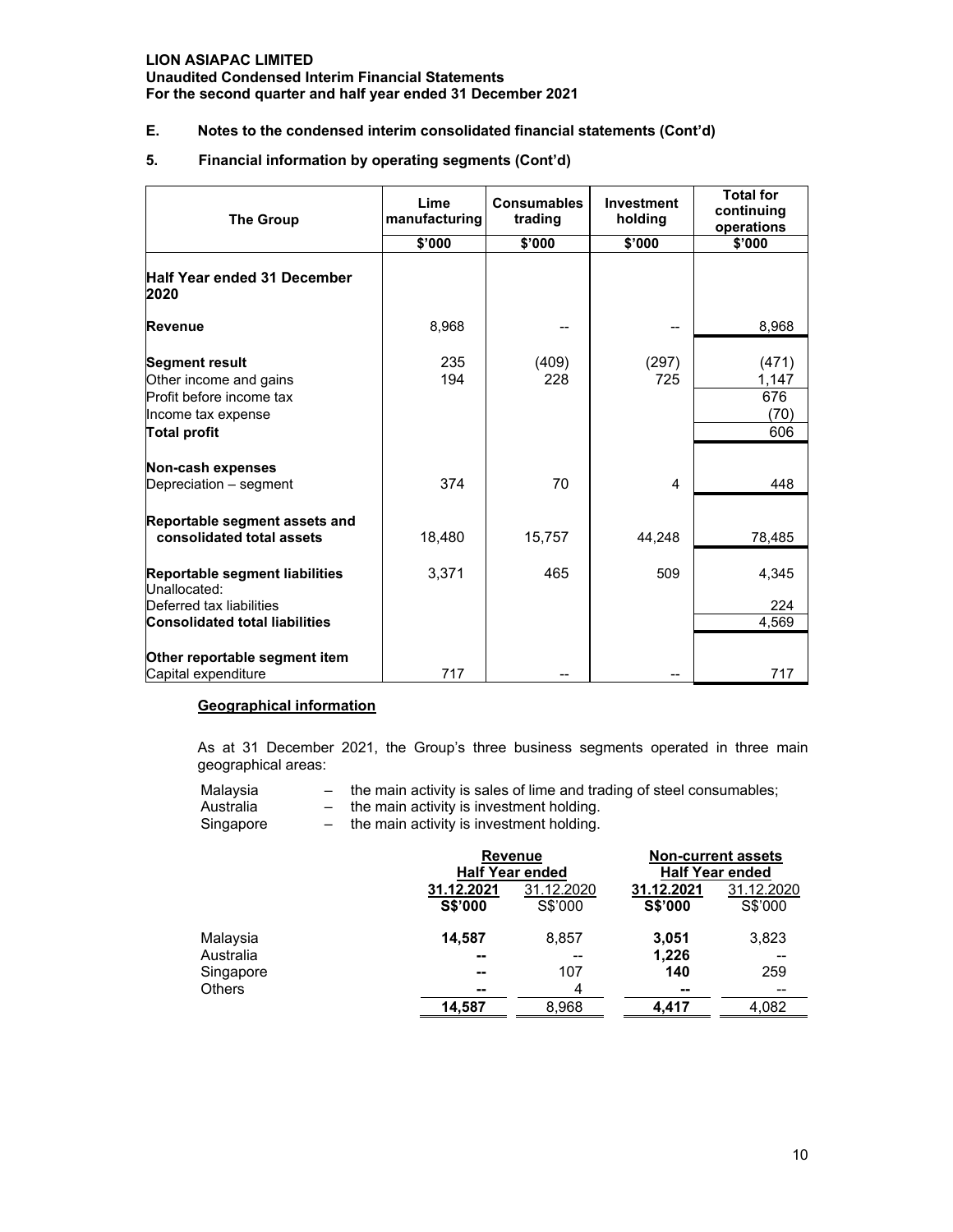## E. Notes to the condensed interim consolidated financial statements (Cont'd)

### 5. Financial information by operating segments (Cont'd)

| The Group | Lime manufacturing | Consumables trading | Investment holding | Total for continuing operations |
|---|---|---|---|---|
| | $'000 | $'000 | $'000 | $'000 |
| **Half Year ended 31 December 2020** | | | | |
| **Revenue** | 8,968 | -- | -- | 8,968 |
| **Segment result** | 235 | (409) | (297) | (471) |
| Other income and gains | 194 | 228 | 725 | 1,147 |
| Profit before income tax | | | | 676 |
| Income tax expense | | | | (70) |
| **Total profit** | | | | 606 |
| **Non-cash expenses** | | | | |
| Depreciation – segment | 374 | 70 | 4 | 448 |
| **Reportable segment assets and consolidated total assets** | 18,480 | 15,757 | 44,248 | 78,485 |
| **Reportable segment liabilities** | 3,371 | 465 | 509 | 4,345 |
| Unallocated: | | | | |
| Deferred tax liabilities | | | | 224 |
| **Consolidated total liabilities** | | | | 4,569 |
| **Other reportable segment item** | | | | |
| Capital expenditure | 717 | -- | -- | 717 |

**Geographical information**

As at 31 December 2021, the Group's three business segments operated in three main geographical areas:

- Malaysia – the main activity is sales of lime and trading of steel consumables;
- Australia – the main activity is investment holding.
- Singapore – the main activity is investment holding.

| | Revenue | | Non-current assets | |
|---|---|---|---|---|
| | Half Year ended | | Half Year ended | |
| | **31.12.2021** | 31.12.2020 | **31.12.2021** | 31.12.2020 |
| | **S$'000** | S$'000 | **S$'000** | S$'000 |
| Malaysia | **14,587** | 8,857 | **3,051** | 3,823 |
| Australia | **--** | -- | **1,226** | -- |
| Singapore | **--** | 107 | **140** | 259 |
| Others | **--** | 4 | **--** | -- |
| | **14,587** | 8,968 | **4,417** | 4,082 |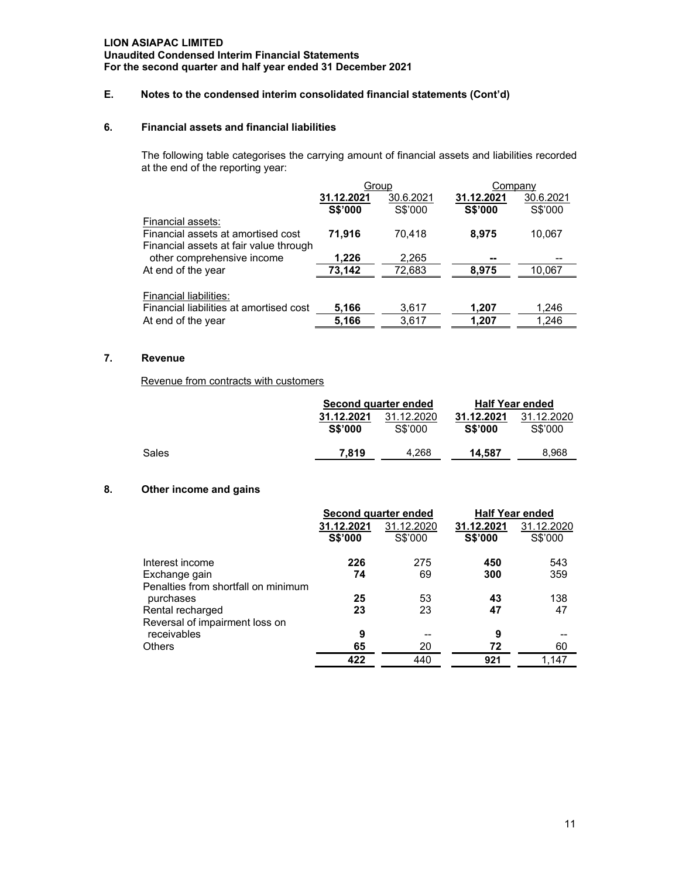## E. Notes to the condensed interim consolidated financial statements (Cont'd)

### 6. Financial assets and financial liabilities

The following table categorises the carrying amount of financial assets and liabilities recorded at the end of the reporting year:

| | Group | | Company | |
|---|---|---|---|---|
| | **31.12.2021** | 30.6.2021 | **31.12.2021** | 30.6.2021 |
| | **S$'000** | S$'000 | **S$'000** | S$'000 |
| Financial assets: | | | | |
| Financial assets at amortised cost | **71,916** | 70,418 | **8,975** | 10,067 |
| Financial assets at fair value through other comprehensive income | **1,226** | 2,265 | **--** | -- |
| At end of the year | **73,142** | 72,683 | **8,975** | 10,067 |
| Financial liabilities: | | | | |
| Financial liabilities at amortised cost | **5,166** | 3,617 | **1,207** | 1,246 |
| At end of the year | **5,166** | 3,617 | **1,207** | 1,246 |

### 7. Revenue

Revenue from contracts with customers

| | Second quarter ended | | Half Year ended | |
|---|---|---|---|---|
| | **31.12.2021** | 31.12.2020 | **31.12.2021** | 31.12.2020 |
| | **S$'000** | S$'000 | **S$'000** | S$'000 |
| Sales | **7,819** | 4,268 | **14,587** | 8,968 |

### 8. Other income and gains

| | Second quarter ended | | Half Year ended | |
|---|---|---|---|---|
| | **31.12.2021** | 31.12.2020 | **31.12.2021** | 31.12.2020 |
| | **S$'000** | S$'000 | **S$'000** | S$'000 |
| Interest income | **226** | 275 | **450** | 543 |
| Exchange gain | **74** | 69 | **300** | 359 |
| Penalties from shortfall on minimum purchases | **25** | 53 | **43** | 138 |
| Rental recharged | **23** | 23 | **47** | 47 |
| Reversal of impairment loss on receivables | **9** | -- | **9** | -- |
| Others | **65** | 20 | **72** | 60 |
| | **422** | 440 | **921** | 1,147 |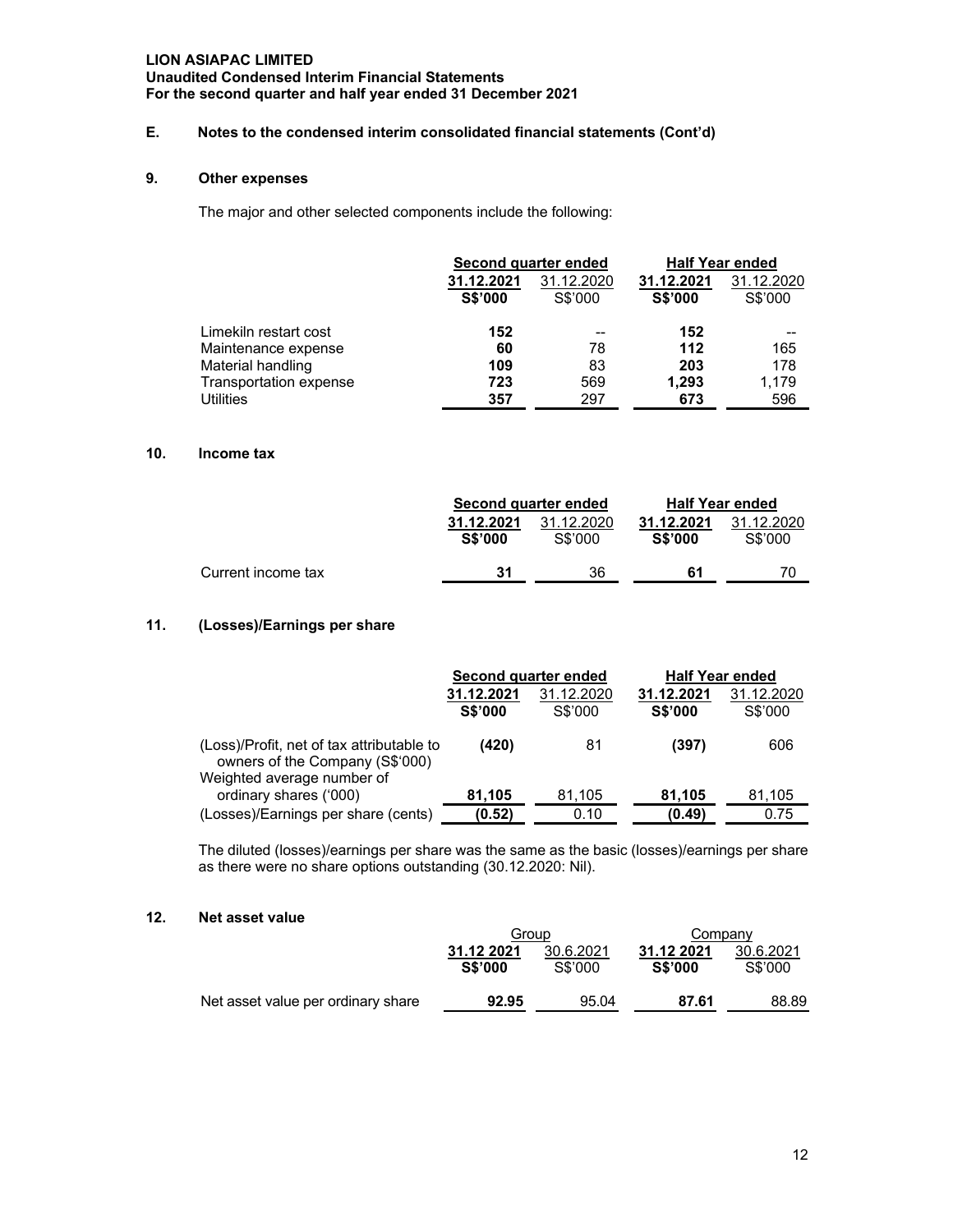## E. Notes to the condensed interim consolidated financial statements (Cont'd)

### 9. Other expenses

The major and other selected components include the following:

| | Second quarter ended | | Half Year ended | |
|---|---|---|---|---|
| | **31.12.2021** | 31.12.2020 | **31.12.2021** | 31.12.2020 |
| | **S$'000** | S$'000 | **S$'000** | S$'000 |
| Limekiln restart cost | **152** | -- | **152** | -- |
| Maintenance expense | **60** | 78 | **112** | 165 |
| Material handling | **109** | 83 | **203** | 178 |
| Transportation expense | **723** | 569 | **1,293** | 1,179 |
| Utilities | **357** | 297 | **673** | 596 |

### 10. Income tax

| | Second quarter ended | | Half Year ended | |
|---|---|---|---|---|
| | **31.12.2021** | 31.12.2020 | **31.12.2021** | 31.12.2020 |
| | **S$'000** | S$'000 | **S$'000** | S$'000 |
| Current income tax | **31** | 36 | **61** | 70 |

### 11. (Losses)/Earnings per share

| | Second quarter ended | | Half Year ended | |
|---|---|---|---|---|
| | **31.12.2021** | 31.12.2020 | **31.12.2021** | 31.12.2020 |
| | **S$'000** | S$'000 | **S$'000** | S$'000 |
| (Loss)/Profit, net of tax attributable to owners of the Company (S$'000) | **(420)** | 81 | **(397)** | 606 |
| Weighted average number of ordinary shares ('000) | **81,105** | 81,105 | **81,105** | 81,105 |
| (Losses)/Earnings per share (cents) | **(0.52)** | 0.10 | **(0.49)** | 0.75 |

The diluted (losses)/earnings per share was the same as the basic (losses)/earnings per share as there were no share options outstanding (30.12.2020: Nil).

### 12. Net asset value

| | Group | | Company | |
|---|---|---|---|---|
| | **31.12 2021** | 30.6.2021 | **31.12 2021** | 30.6.2021 |
| | **S$'000** | S$'000 | **S$'000** | S$'000 |
| Net asset value per ordinary share | **92.95** | 95.04 | **87.61** | 88.89 |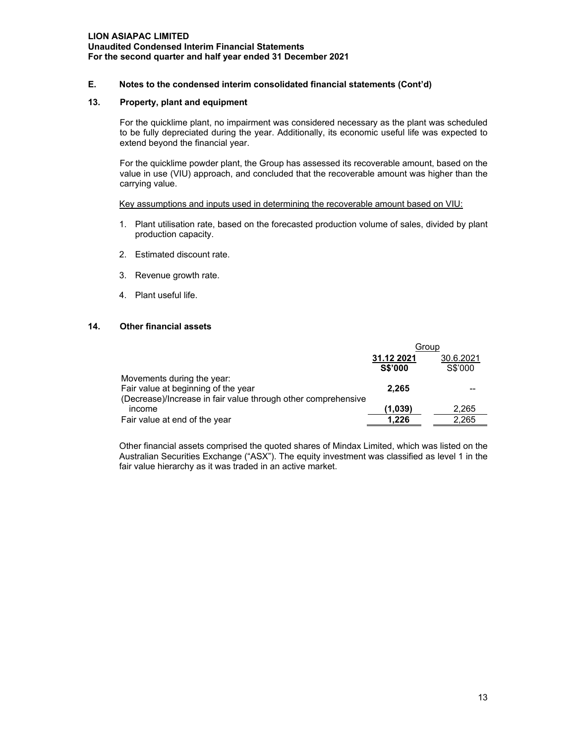**E. Notes to the condensed interim consolidated financial statements (Cont'd)**

**13. Property, plant and equipment**

For the quicklime plant, no impairment was considered necessary as the plant was scheduled to be fully depreciated during the year. Additionally, its economic useful life was expected to extend beyond the financial year.

For the quicklime powder plant, the Group has assessed its recoverable amount, based on the value in use (VIU) approach, and concluded that the recoverable amount was higher than the carrying value.

Key assumptions and inputs used in determining the recoverable amount based on VIU:

1. Plant utilisation rate, based on the forecasted production volume of sales, divided by plant production capacity.
2. Estimated discount rate.
3. Revenue growth rate.
4. Plant useful life.

**14. Other financial assets**

| | Group | |
|---|---|---|
| | **31.12 2021** | 30.6.2021 |
| | **S$'000** | S$'000 |
| Movements during the year: | | |
| Fair value at beginning of the year | **2,265** | -- |
| (Decrease)/Increase in fair value through other comprehensive income | **(1,039)** | 2,265 |
| Fair value at end of the year | **1,226** | 2,265 |

Other financial assets comprised the quoted shares of Mindax Limited, which was listed on the Australian Securities Exchange ("ASX"). The equity investment was classified as level 1 in the fair value hierarchy as it was traded in an active market.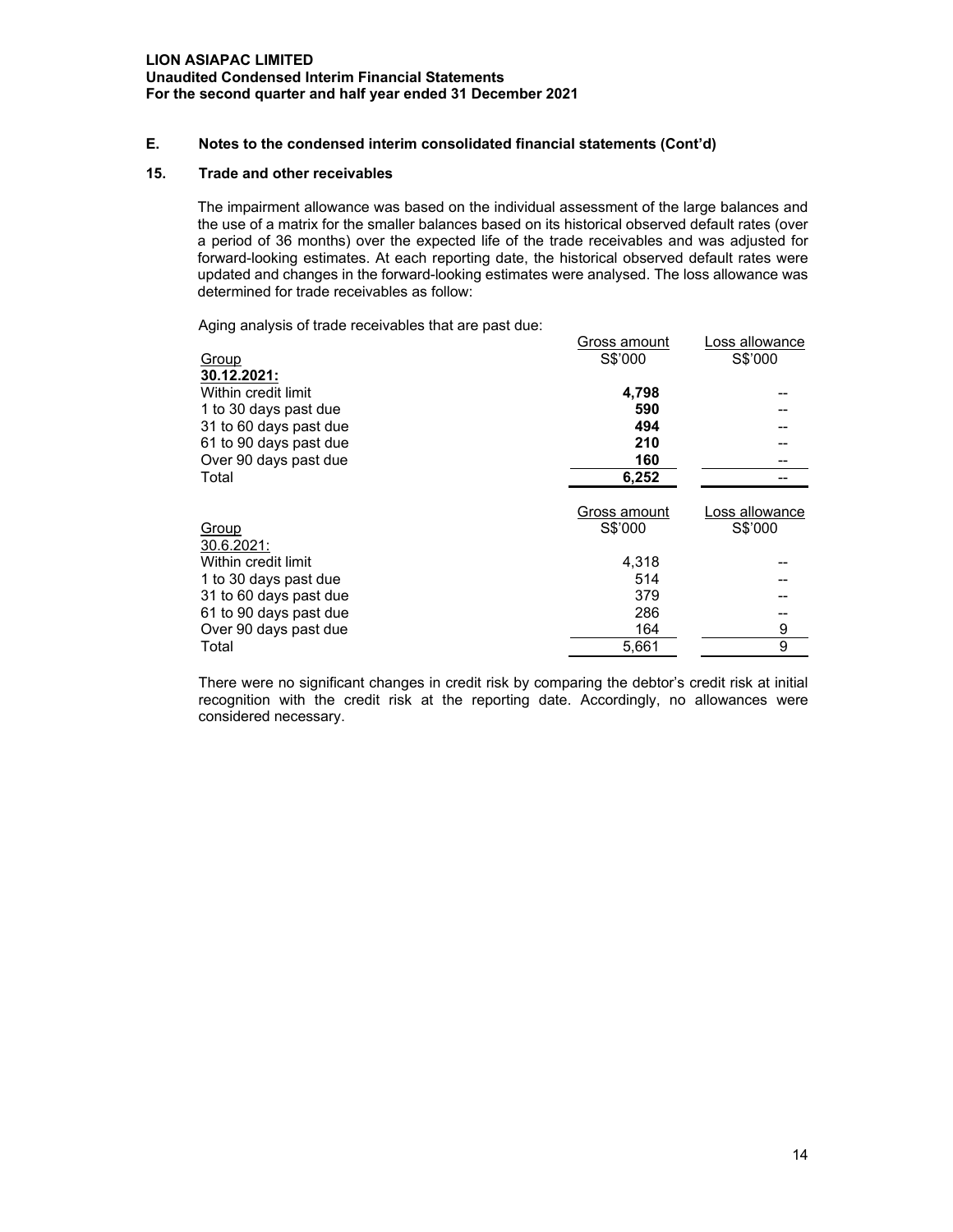## E. Notes to the condensed interim consolidated financial statements (Cont'd)

### 15. Trade and other receivables

The impairment allowance was based on the individual assessment of the large balances and the use of a matrix for the smaller balances based on its historical observed default rates (over a period of 36 months) over the expected life of the trade receivables and was adjusted for forward-looking estimates. At each reporting date, the historical observed default rates were updated and changes in the forward-looking estimates were analysed. The loss allowance was determined for trade receivables as follow:

Aging analysis of trade receivables that are past due:

| Group | Gross amount S$'000 | Loss allowance S$'000 |
|---|---|---|
| **30.12.2021:** | | |
| Within credit limit | **4,798** | -- |
| 1 to 30 days past due | **590** | -- |
| 31 to 60 days past due | **494** | -- |
| 61 to 90 days past due | **210** | -- |
| Over 90 days past due | **160** | -- |
| Total | **6,252** | -- |

| Group | Gross amount S$'000 | Loss allowance S$'000 |
|---|---|---|
| 30.6.2021: | | |
| Within credit limit | 4,318 | -- |
| 1 to 30 days past due | 514 | -- |
| 31 to 60 days past due | 379 | -- |
| 61 to 90 days past due | 286 | -- |
| Over 90 days past due | 164 | 9 |
| Total | 5,661 | 9 |

There were no significant changes in credit risk by comparing the debtor's credit risk at initial recognition with the credit risk at the reporting date. Accordingly, no allowances were considered necessary.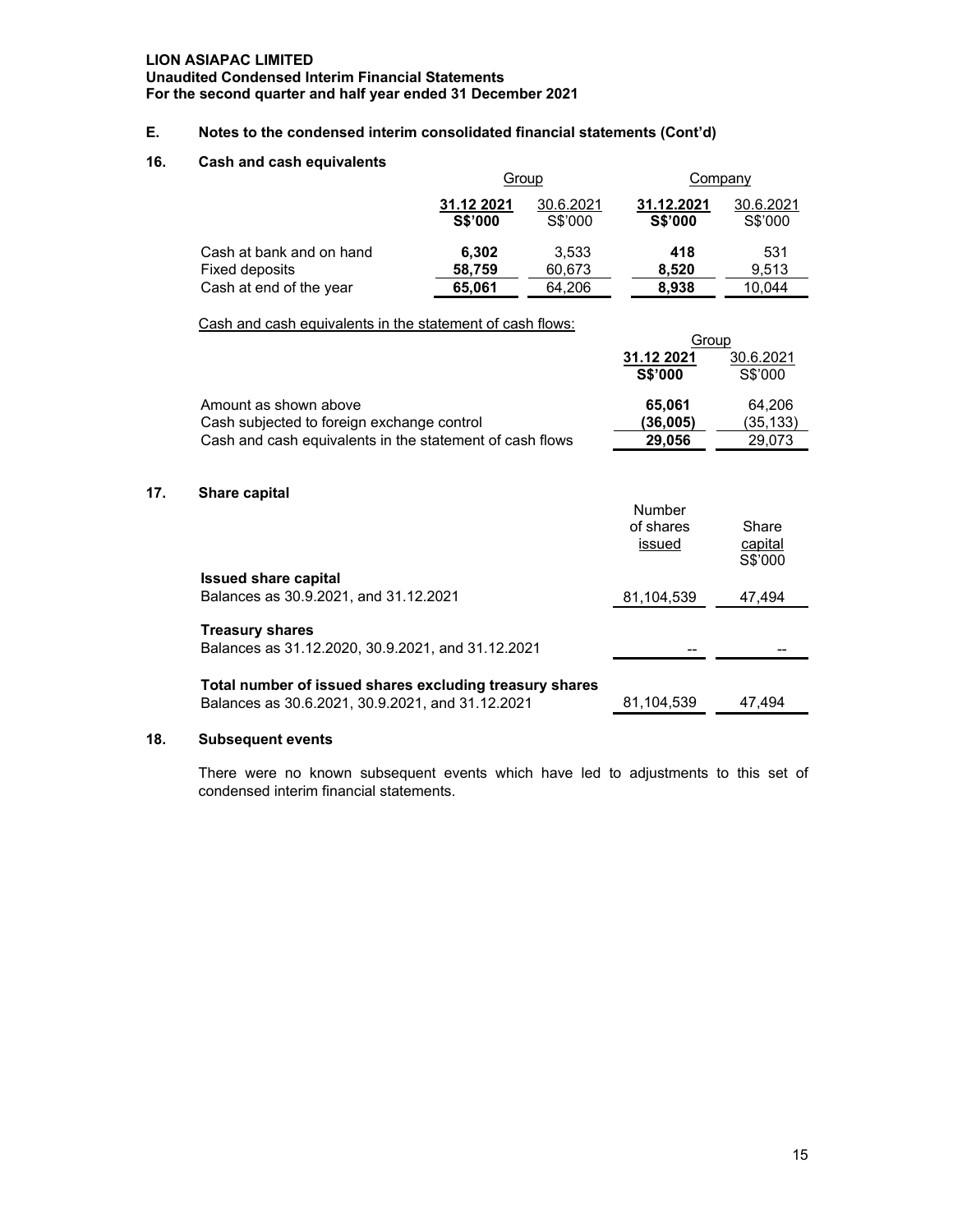**LION ASIAPAC LIMITED**
**Unaudited Condensed Interim Financial Statements**
**For the second quarter and half year ended 31 December 2021**

## E. Notes to the condensed interim consolidated financial statements (Cont'd)

### 16. Cash and cash equivalents

| | Group | | Company | |
|---|---|---|---|---|
| | **31.12 2021** | 30.6.2021 | **31.12.2021** | 30.6.2021 |
| | **S$'000** | S$'000 | **S$'000** | S$'000 |
| Cash at bank and on hand | **6,302** | 3,533 | **418** | 531 |
| Fixed deposits | **58,759** | 60,673 | **8,520** | 9,513 |
| Cash at end of the year | **65,061** | 64,206 | **8,938** | 10,044 |

Cash and cash equivalents in the statement of cash flows:

| | Group | |
|---|---|---|
| | **31.12 2021** | 30.6.2021 |
| | **S$'000** | S$'000 |
| Amount as shown above | **65,061** | 64,206 |
| Cash subjected to foreign exchange control | **(36,005)** | (35,133) |
| Cash and cash equivalents in the statement of cash flows | **29,056** | 29,073 |

### 17. Share capital

| | Number of shares issued | Share capital S$'000 |
|---|---|---|
| **Issued share capital** | | |
| Balances as 30.9.2021, and 31.12.2021 | 81,104,539 | 47,494 |
| **Treasury shares** | | |
| Balances as 31.12.2020, 30.9.2021, and 31.12.2021 | -- | -- |
| **Total number of issued shares excluding treasury shares** | | |
| Balances as 30.6.2021, 30.9.2021, and 31.12.2021 | 81,104,539 | 47,494 |

### 18. Subsequent events

There were no known subsequent events which have led to adjustments to this set of condensed interim financial statements.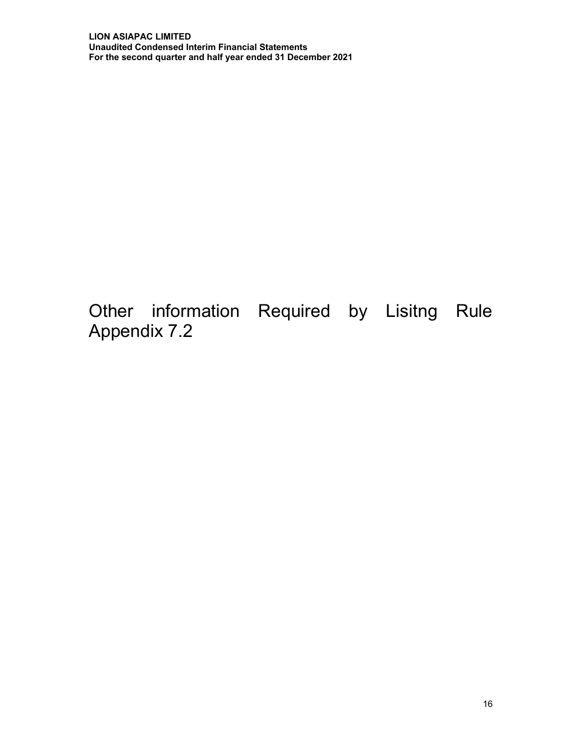# Other information Required by Lisitng Rule Appendix 7.2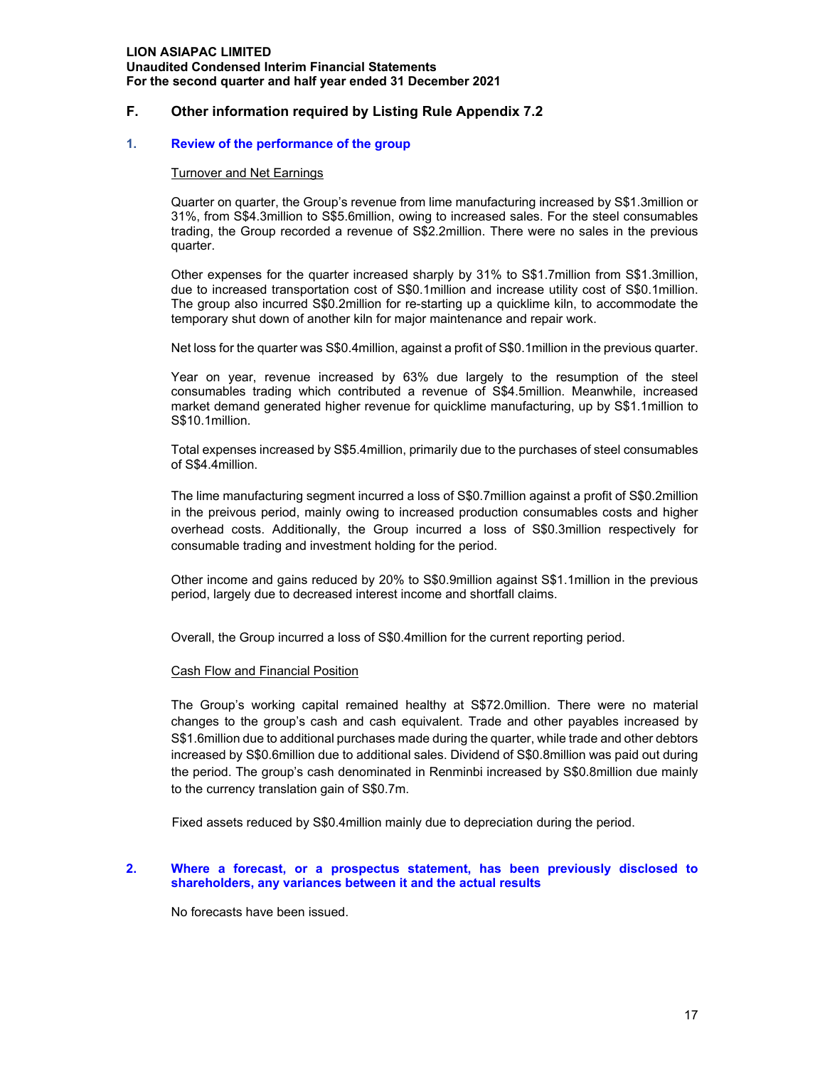## F. Other information required by Listing Rule Appendix 7.2

### 1. Review of the performance of the group

Turnover and Net Earnings

Quarter on quarter, the Group's revenue from lime manufacturing increased by S$1.3million or 31%, from S$4.3million to S$5.6million, owing to increased sales. For the steel consumables trading, the Group recorded a revenue of S$2.2million. There were no sales in the previous quarter.

Other expenses for the quarter increased sharply by 31% to S$1.7million from S$1.3million, due to increased transportation cost of S$0.1million and increase utility cost of S$0.1million. The group also incurred S$0.2million for re-starting up a quicklime kiln, to accommodate the temporary shut down of another kiln for major maintenance and repair work.

Net loss for the quarter was S$0.4million, against a profit of S$0.1million in the previous quarter.

Year on year, revenue increased by 63% due largely to the resumption of the steel consumables trading which contributed a revenue of S$4.5million. Meanwhile, increased market demand generated higher revenue for quicklime manufacturing, up by S$1.1million to S$10.1million.

Total expenses increased by S$5.4million, primarily due to the purchases of steel consumables of S$4.4million.

The lime manufacturing segment incurred a loss of S$0.7million against a profit of S$0.2million in the preivous period, mainly owing to increased production consumables costs and higher overhead costs. Additionally, the Group incurred a loss of S$0.3million respectively for consumable trading and investment holding for the period.

Other income and gains reduced by 20% to S$0.9million against S$1.1million in the previous period, largely due to decreased interest income and shortfall claims.

Overall, the Group incurred a loss of S$0.4million for the current reporting period.

Cash Flow and Financial Position

The Group's working capital remained healthy at S$72.0million. There were no material changes to the group's cash and cash equivalent. Trade and other payables increased by S$1.6million due to additional purchases made during the quarter, while trade and other debtors increased by S$0.6million due to additional sales. Dividend of S$0.8million was paid out during the period. The group's cash denominated in Renminbi increased by S$0.8million due mainly to the currency translation gain of S$0.7m.

Fixed assets reduced by S$0.4million mainly due to depreciation during the period.

### 2. Where a forecast, or a prospectus statement, has been previously disclosed to shareholders, any variances between it and the actual results

No forecasts have been issued.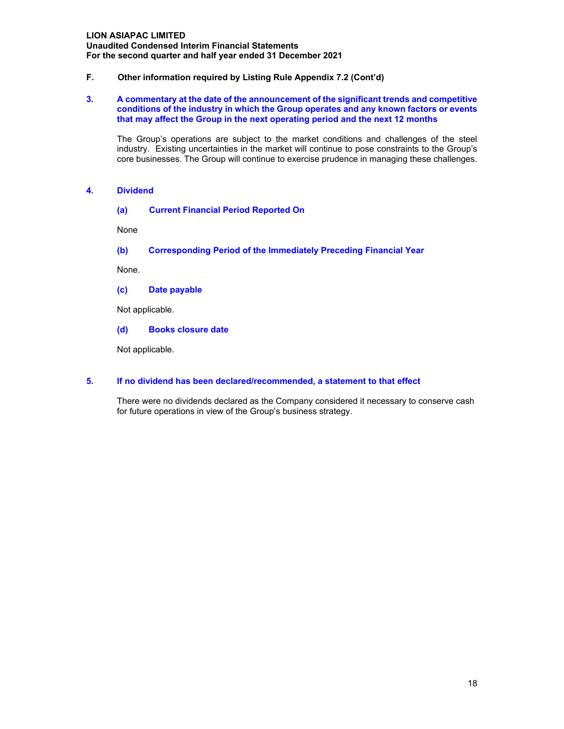## F. Other information required by Listing Rule Appendix 7.2 (Cont'd)

### 3. A commentary at the date of the announcement of the significant trends and competitive conditions of the industry in which the Group operates and any known factors or events that may affect the Group in the next operating period and the next 12 months

The Group's operations are subject to the market conditions and challenges of the steel industry. Existing uncertainties in the market will continue to pose constraints to the Group's core businesses. The Group will continue to exercise prudence in managing these challenges.

### 4. Dividend

#### (a) Current Financial Period Reported On

None

#### (b) Corresponding Period of the Immediately Preceding Financial Year

None.

#### (c) Date payable

Not applicable.

#### (d) Books closure date

Not applicable.

### 5. If no dividend has been declared/recommended, a statement to that effect

There were no dividends declared as the Company considered it necessary to conserve cash for future operations in view of the Group's business strategy.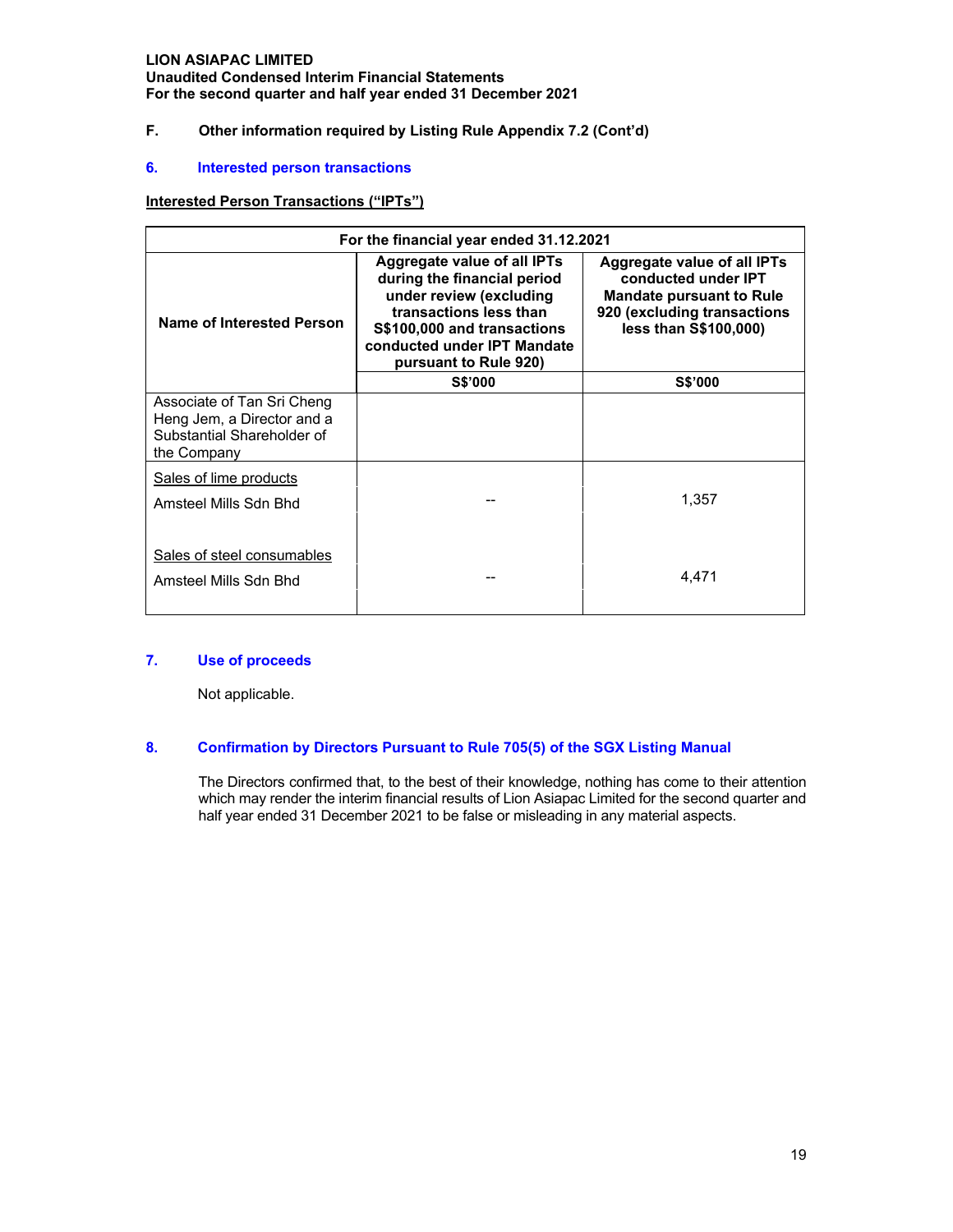**LION ASIAPAC LIMITED**
**Unaudited Condensed Interim Financial Statements**
**For the second quarter and half year ended 31 December 2021**

## F. Other information required by Listing Rule Appendix 7.2 (Cont'd)

### 6. Interested person transactions

**Interested Person Transactions ("IPTs")**

| For the financial year ended 31.12.2021 | | |
|---|---|---|
| **Name of Interested Person** | **Aggregate value of all IPTs during the financial period under review (excluding transactions less than S$100,000 and transactions conducted under IPT Mandate pursuant to Rule 920)** | **Aggregate value of all IPTs conducted under IPT Mandate pursuant to Rule 920 (excluding transactions less than S$100,000)** |
| | **S$'000** | **S$'000** |
| Associate of Tan Sri Cheng Heng Jem, a Director and a Substantial Shareholder of the Company | | |
| Sales of lime products | | |
| Amsteel Mills Sdn Bhd | -- | 1,357 |
| Sales of steel consumables | | |
| Amsteel Mills Sdn Bhd | -- | 4,471 |

### 7. Use of proceeds

Not applicable.

### 8. Confirmation by Directors Pursuant to Rule 705(5) of the SGX Listing Manual

The Directors confirmed that, to the best of their knowledge, nothing has come to their attention which may render the interim financial results of Lion Asiapac Limited for the second quarter and half year ended 31 December 2021 to be false or misleading in any material aspects.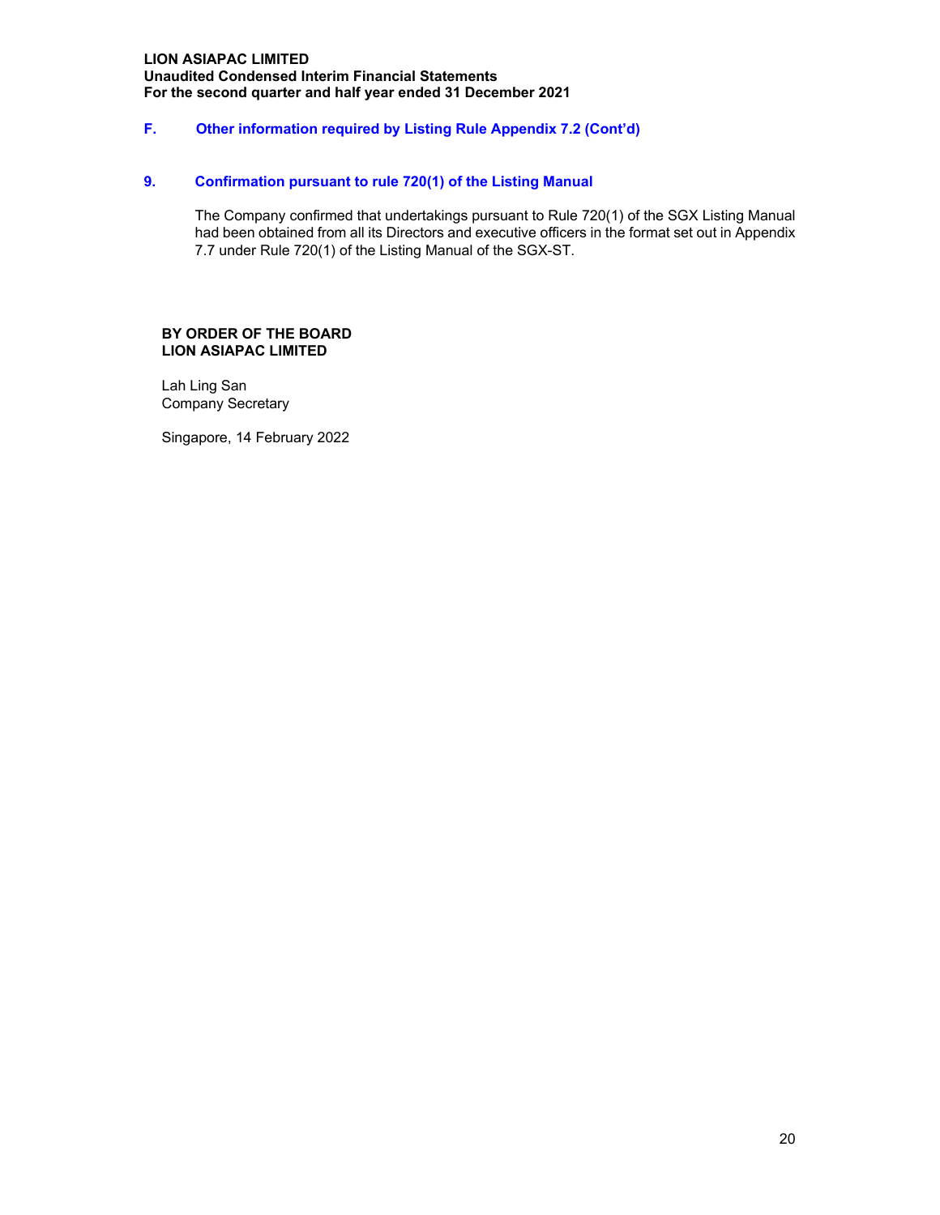## F. Other information required by Listing Rule Appendix 7.2 (Cont'd)

### 9. Confirmation pursuant to rule 720(1) of the Listing Manual

The Company confirmed that undertakings pursuant to Rule 720(1) of the SGX Listing Manual had been obtained from all its Directors and executive officers in the format set out in Appendix 7.7 under Rule 720(1) of the Listing Manual of the SGX-ST.

**BY ORDER OF THE BOARD**
**LION ASIAPAC LIMITED**

Lah Ling San
Company Secretary

Singapore, 14 February 2022